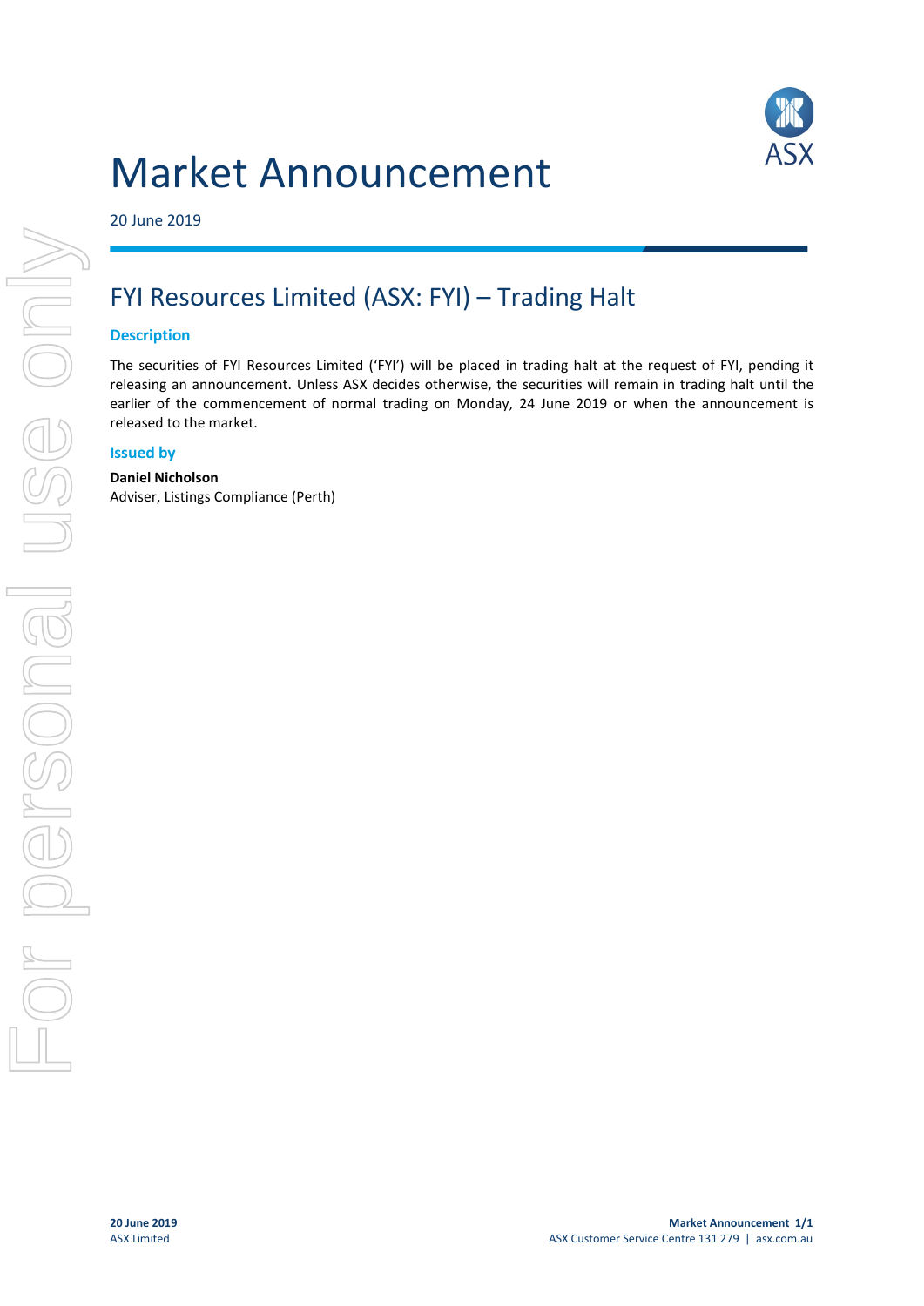# Market Announcement

20 June 2019

## FYI Resources Limited (ASX: FYI) – Trading Halt

### Description

The securities of FYI Resources Limited ('FYI') will be placed in trading halt at the request of FYI, pending it releasing an announcement. Unless ASX decides otherwise, the securities will remain in trading halt until the earlier of the commencement of normal trading on Monday, 24 June 2019 or when the announcement is released to the market.

### Issued by

**Daniel Nicholson**
Adviser, Listings Compliance (Perth)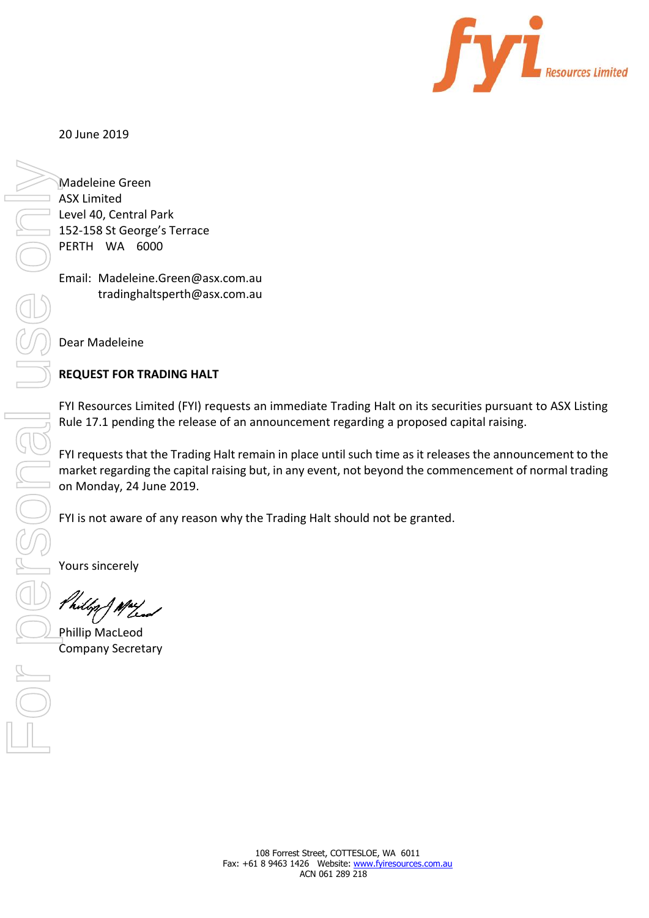20 June 2019

Madeleine Green
ASX Limited
Level 40, Central Park
152-158 St George's Terrace
PERTH WA 6000

Email: Madeleine.Green@asx.com.au
tradinghaltsperth@asx.com.au

Dear Madeleine

**REQUEST FOR TRADING HALT**

FYI Resources Limited (FYI) requests an immediate Trading Halt on its securities pursuant to ASX Listing Rule 17.1 pending the release of an announcement regarding a proposed capital raising.

FYI requests that the Trading Halt remain in place until such time as it releases the announcement to the market regarding the capital raising but, in any event, not beyond the commencement of normal trading on Monday, 24 June 2019.

FYI is not aware of any reason why the Trading Halt should not be granted.

Yours sincerely

Phillip MacLeod
Company Secretary

108 Forrest Street, COTTESLOE, WA 6011
Fax: +61 8 9463 1426 Website: www.fyiresources.com.au
ACN 061 289 218